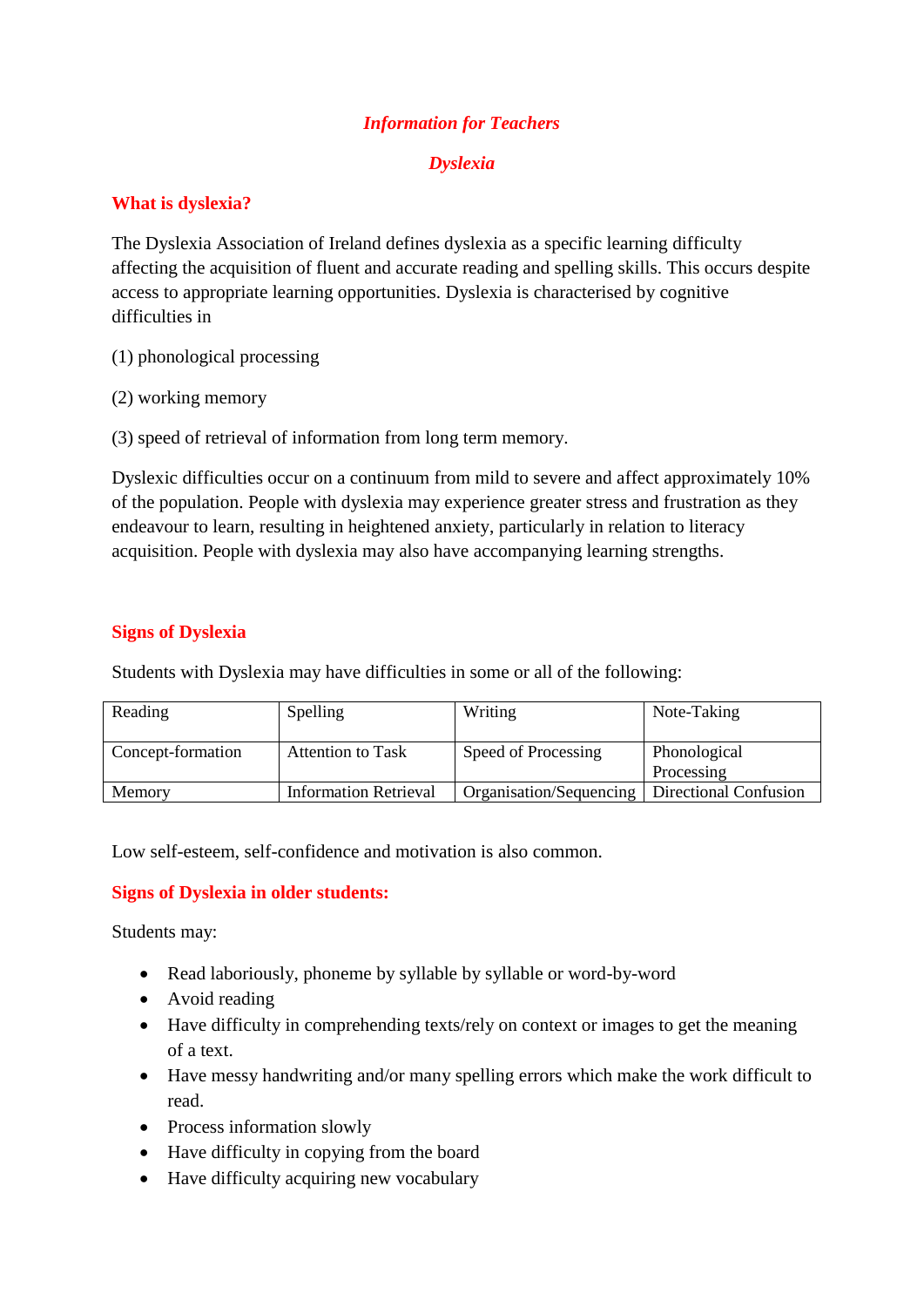# *Information for Teachers*

## *Dyslexia*

### What is dyslexia?

The Dyslexia Association of Ireland defines dyslexia as a specific learning difficulty affecting the acquisition of fluent and accurate reading and spelling skills. This occurs despite access to appropriate learning opportunities. Dyslexia is characterised by cognitive difficulties in

(1) phonological processing

(2) working memory

(3) speed of retrieval of information from long term memory.

Dyslexic difficulties occur on a continuum from mild to severe and affect approximately 10% of the population. People with dyslexia may experience greater stress and frustration as they endeavour to learn, resulting in heightened anxiety, particularly in relation to literacy acquisition. People with dyslexia may also have accompanying learning strengths.

### Signs of Dyslexia

Students with Dyslexia may have difficulties in some or all of the following:

| | | | |
|---|---|---|---|
| Reading | Spelling | Writing | Note-Taking |
| Concept-formation | Attention to Task | Speed of Processing | Phonological Processing |
| Memory | Information Retrieval | Organisation/Sequencing | Directional Confusion |

Low self-esteem, self-confidence and motivation is also common.

### Signs of Dyslexia in older students:

Students may:

- Read laboriously, phoneme by syllable by syllable or word-by-word
- Avoid reading
- Have difficulty in comprehending texts/rely on context or images to get the meaning of a text.
- Have messy handwriting and/or many spelling errors which make the work difficult to read.
- Process information slowly
- Have difficulty in copying from the board
- Have difficulty acquiring new vocabulary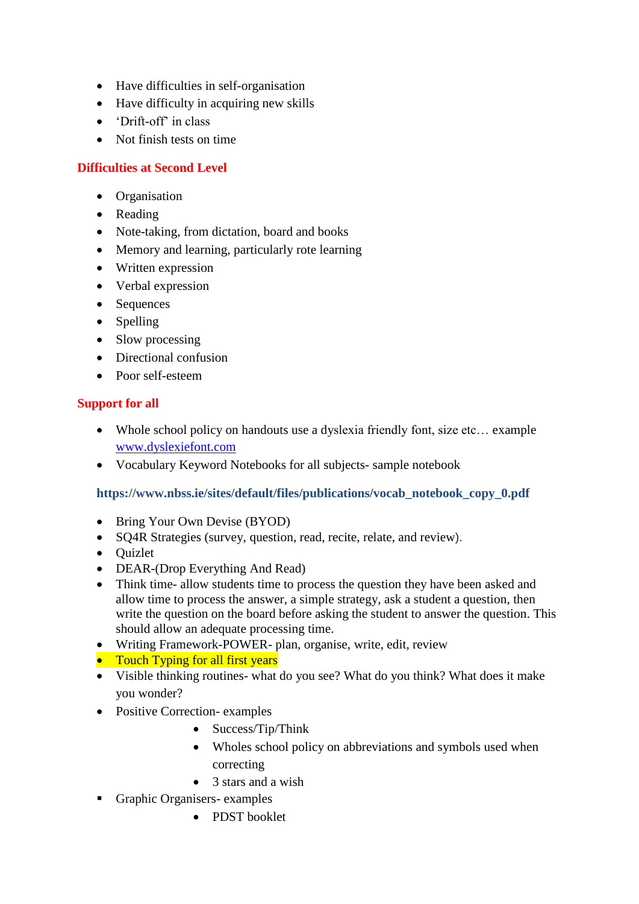- Have difficulties in self-organisation
- Have difficulty in acquiring new skills
- ‘Drift-off’ in class
- Not finish tests on time

## Difficulties at Second Level

- Organisation
- Reading
- Note-taking, from dictation, board and books
- Memory and learning, particularly rote learning
- Written expression
- Verbal expression
- Sequences
- Spelling
- Slow processing
- Directional confusion
- Poor self-esteem

## Support for all

- Whole school policy on handouts use a dyslexia friendly font, size etc… example [www.dyslexiefont.com](www.dyslexiefont.com)
- Vocabulary Keyword Notebooks for all subjects- sample notebook

**https://www.nbss.ie/sites/default/files/publications/vocab_notebook_copy_0.pdf**

- Bring Your Own Devise (BYOD)
- SQ4R Strategies (survey, question, read, recite, relate, and review).
- Quizlet
- DEAR-(Drop Everything And Read)
- Think time- allow students time to process the question they have been asked and allow time to process the answer, a simple strategy, ask a student a question, then write the question on the board before asking the student to answer the question. This should allow an adequate processing time.
- Writing Framework-POWER- plan, organise, write, edit, review
- Touch Typing for all first years
- Visible thinking routines- what do you see? What do you think? What does it make you wonder?
- Positive Correction- examples
    - Success/Tip/Think
    - Wholes school policy on abbreviations and symbols used when correcting
    - 3 stars and a wish
- Graphic Organisers- examples
    - PDST booklet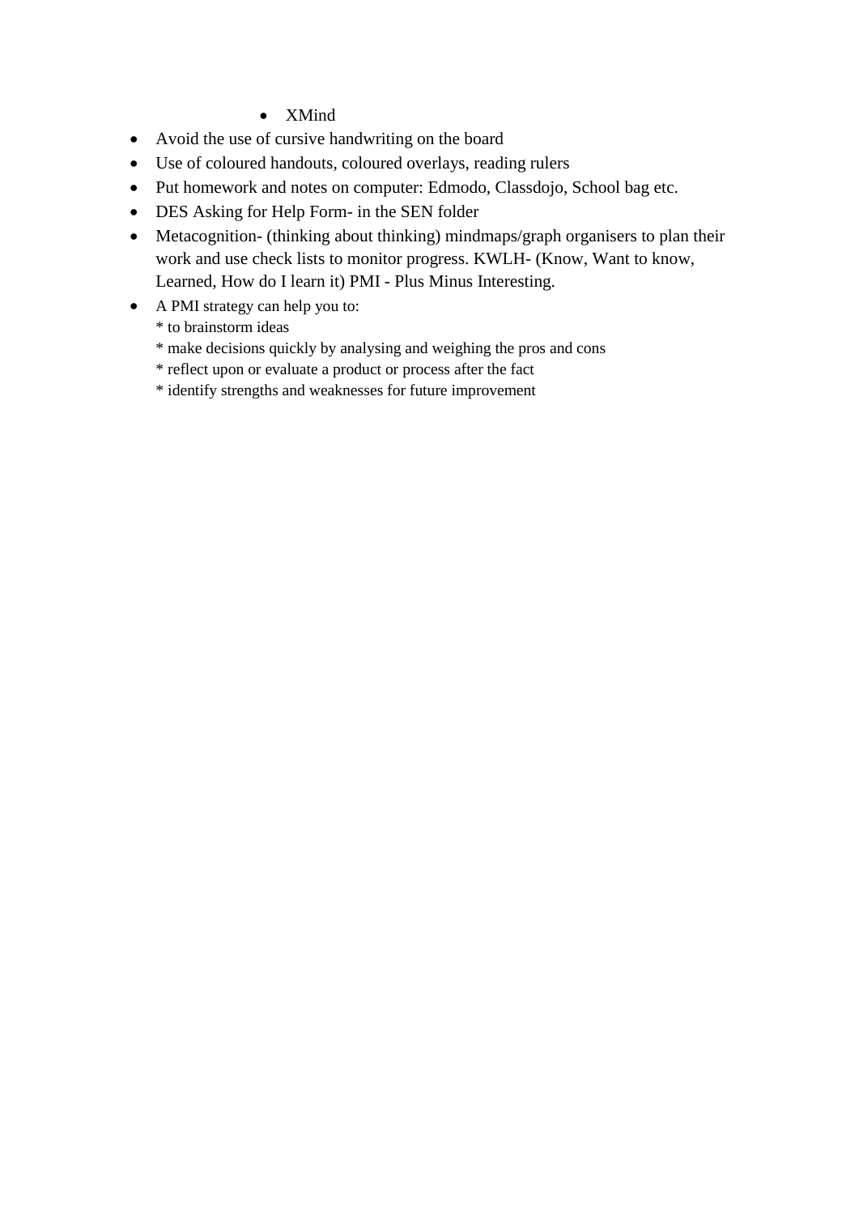- XMind
- Avoid the use of cursive handwriting on the board
- Use of coloured handouts, coloured overlays, reading rulers
- Put homework and notes on computer: Edmodo, Classdojo, School bag etc.
- DES Asking for Help Form- in the SEN folder
- Metacognition- (thinking about thinking) mindmaps/graph organisers to plan their work and use check lists to monitor progress. KWLH- (Know, Want to know, Learned, How do I learn it) PMI - Plus Minus Interesting.
- A PMI strategy can help you to:
  * to brainstorm ideas
  * make decisions quickly by analysing and weighing the pros and cons
  * reflect upon or evaluate a product or process after the fact
  * identify strengths and weaknesses for future improvement